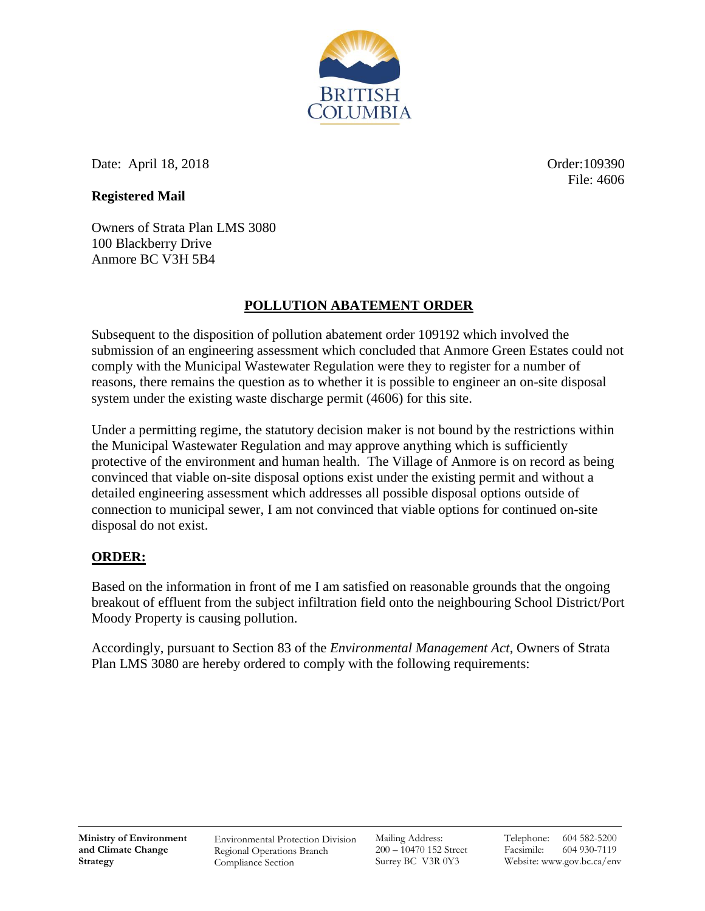Date: April 18, 2018

Order:109390
File: 4606

**Registered Mail**

Owners of Strata Plan LMS 3080
100 Blackberry Drive
Anmore BC V3H 5B4

## POLLUTION ABATEMENT ORDER

Subsequent to the disposition of pollution abatement order 109192 which involved the submission of an engineering assessment which concluded that Anmore Green Estates could not comply with the Municipal Wastewater Regulation were they to register for a number of reasons, there remains the question as to whether it is possible to engineer an on-site disposal system under the existing waste discharge permit (4606) for this site.

Under a permitting regime, the statutory decision maker is not bound by the restrictions within the Municipal Wastewater Regulation and may approve anything which is sufficiently protective of the environment and human health. The Village of Anmore is on record as being convinced that viable on-site disposal options exist under the existing permit and without a detailed engineering assessment which addresses all possible disposal options outside of connection to municipal sewer, I am not convinced that viable options for continued on-site disposal do not exist.

### ORDER:

Based on the information in front of me I am satisfied on reasonable grounds that the ongoing breakout of effluent from the subject infiltration field onto the neighbouring School District/Port Moody Property is causing pollution.

Accordingly, pursuant to Section 83 of the *Environmental Management Act*, Owners of Strata Plan LMS 3080 are hereby ordered to comply with the following requirements: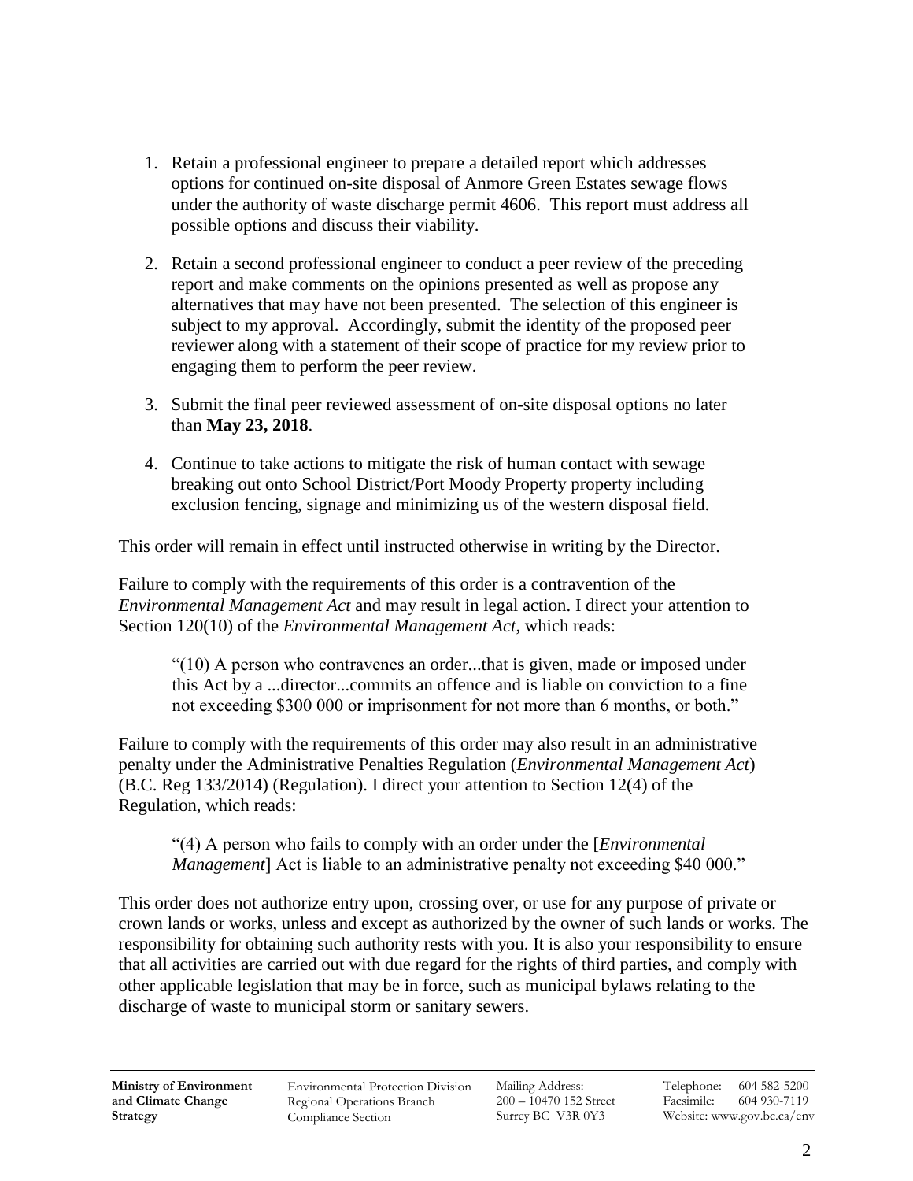1. Retain a professional engineer to prepare a detailed report which addresses options for continued on-site disposal of Anmore Green Estates sewage flows under the authority of waste discharge permit 4606. This report must address all possible options and discuss their viability.

2. Retain a second professional engineer to conduct a peer review of the preceding report and make comments on the opinions presented as well as propose any alternatives that may have not been presented. The selection of this engineer is subject to my approval. Accordingly, submit the identity of the proposed peer reviewer along with a statement of their scope of practice for my review prior to engaging them to perform the peer review.

3. Submit the final peer reviewed assessment of on-site disposal options no later than **May 23, 2018**.

4. Continue to take actions to mitigate the risk of human contact with sewage breaking out onto School District/Port Moody Property property including exclusion fencing, signage and minimizing us of the western disposal field.

This order will remain in effect until instructed otherwise in writing by the Director.

Failure to comply with the requirements of this order is a contravention of the *Environmental Management Act* and may result in legal action. I direct your attention to Section 120(10) of the *Environmental Management Act*, which reads:

> "(10) A person who contravenes an order...that is given, made or imposed under this Act by a ...director...commits an offence and is liable on conviction to a fine not exceeding $300 000 or imprisonment for not more than 6 months, or both."

Failure to comply with the requirements of this order may also result in an administrative penalty under the Administrative Penalties Regulation (*Environmental Management Act*) (B.C. Reg 133/2014) (Regulation). I direct your attention to Section 12(4) of the Regulation, which reads:

> "(4) A person who fails to comply with an order under the [*Environmental Management*] Act is liable to an administrative penalty not exceeding $40 000."

This order does not authorize entry upon, crossing over, or use for any purpose of private or crown lands or works, unless and except as authorized by the owner of such lands or works. The responsibility for obtaining such authority rests with you. It is also your responsibility to ensure that all activities are carried out with due regard for the rights of third parties, and comply with other applicable legislation that may be in force, such as municipal bylaws relating to the discharge of waste to municipal storm or sanitary sewers.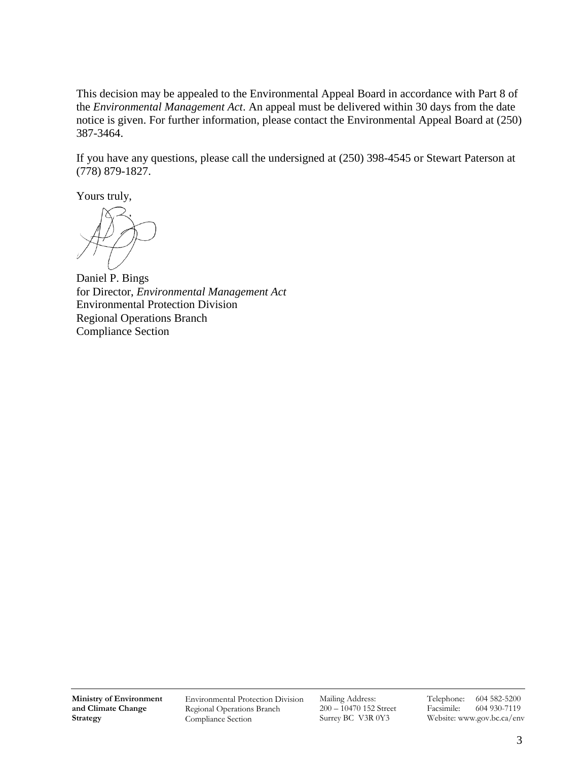This decision may be appealed to the Environmental Appeal Board in accordance with Part 8 of the *Environmental Management Act*. An appeal must be delivered within 30 days from the date notice is given. For further information, please contact the Environmental Appeal Board at (250) 387-3464.

If you have any questions, please call the undersigned at (250) 398-4545 or Stewart Paterson at (778) 879-1827.

Yours truly,

Daniel P. Bings
for Director, *Environmental Management Act*
Environmental Protection Division
Regional Operations Branch
Compliance Section